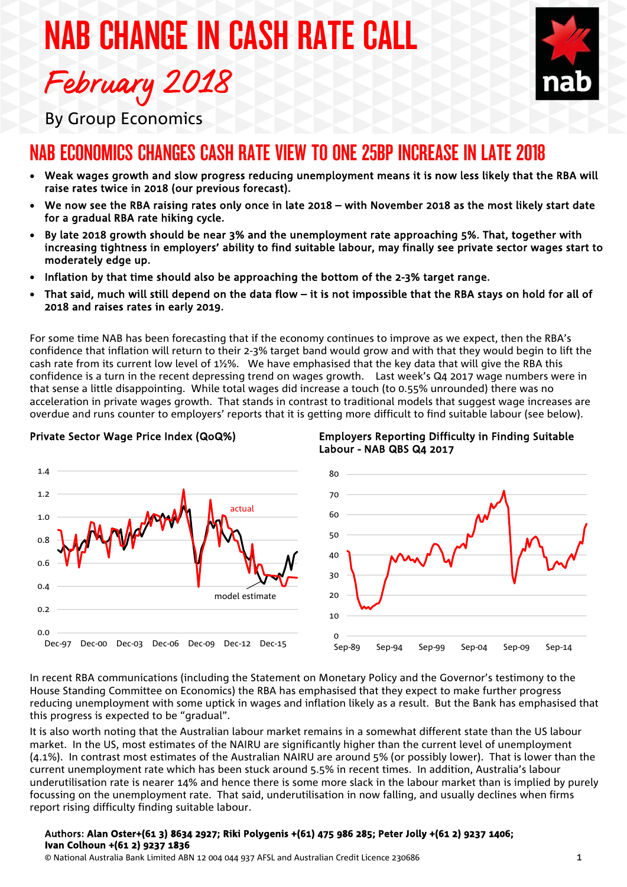# NAB CHANGE IN CASH RATE CALL

*February 2018*

By Group Economics

## NAB ECONOMICS CHANGES CASH RATE VIEW TO ONE 25BP INCREASE IN LATE 2018

- **Weak wages growth and slow progress reducing unemployment means it is now less likely that the RBA will raise rates twice in 2018 (our previous forecast).**
- **We now see the RBA raising rates only once in late 2018 – with November 2018 as the most likely start date for a gradual RBA rate hiking cycle.**
- **By late 2018 growth should be near 3% and the unemployment rate approaching 5%. That, together with increasing tightness in employers' ability to find suitable labour, may finally see private sector wages start to moderately edge up.**
- **Inflation by that time should also be approaching the bottom of the 2-3% target range.**
- **That said, much will still depend on the data flow – it is not impossible that the RBA stays on hold for all of 2018 and raises rates in early 2019.**

For some time NAB has been forecasting that if the economy continues to improve as we expect, then the RBA's confidence that inflation will return to their 2-3% target band would grow and with that they would begin to lift the cash rate from its current low level of 1½%. We have emphasised that the key data that will give the RBA this confidence is a turn in the recent depressing trend on wages growth. Last week's Q4 2017 wage numbers were in that sense a little disappointing. While total wages did increase a touch (to 0.55% unrounded) there was no acceleration in private wages growth. That stands in contrast to traditional models that suggest wage increases are overdue and runs counter to employers' reports that it is getting more difficult to find suitable labour (see below).

**Private Sector Wage Price Index (QoQ%)**

**Employers Reporting Difficulty in Finding Suitable Labour - NAB QBS Q4 2017**

In recent RBA communications (including the Statement on Monetary Policy and the Governor's testimony to the House Standing Committee on Economics) the RBA has emphasised that they expect to make further progress reducing unemployment with some uptick in wages and inflation likely as a result. But the Bank has emphasised that this progress is expected to be "gradual".

It is also worth noting that the Australian labour market remains in a somewhat different state than the US labour market. In the US, most estimates of the NAIRU are significantly higher than the current level of unemployment (4.1%). In contrast most estimates of the Australian NAIRU are around 5% (or possibly lower). That is lower than the current unemployment rate which has been stuck around 5.5% in recent times. In addition, Australia's labour underutilisation rate is nearer 14% and hence there is some more slack in the labour market than is implied by purely focussing on the unemployment rate. That said, underutilisation in now falling, and usually declines when firms report rising difficulty finding suitable labour.

**Authors: Alan Oster+(61 3) 8634 2927; Riki Polygenis +(61) 475 986 285; Peter Jolly +(61 2) 9237 1406; Ivan Colhoun +(61 2) 9237 1836**

© National Australia Bank Limited ABN 12 004 044 937 AFSL and Australian Credit Licence 230686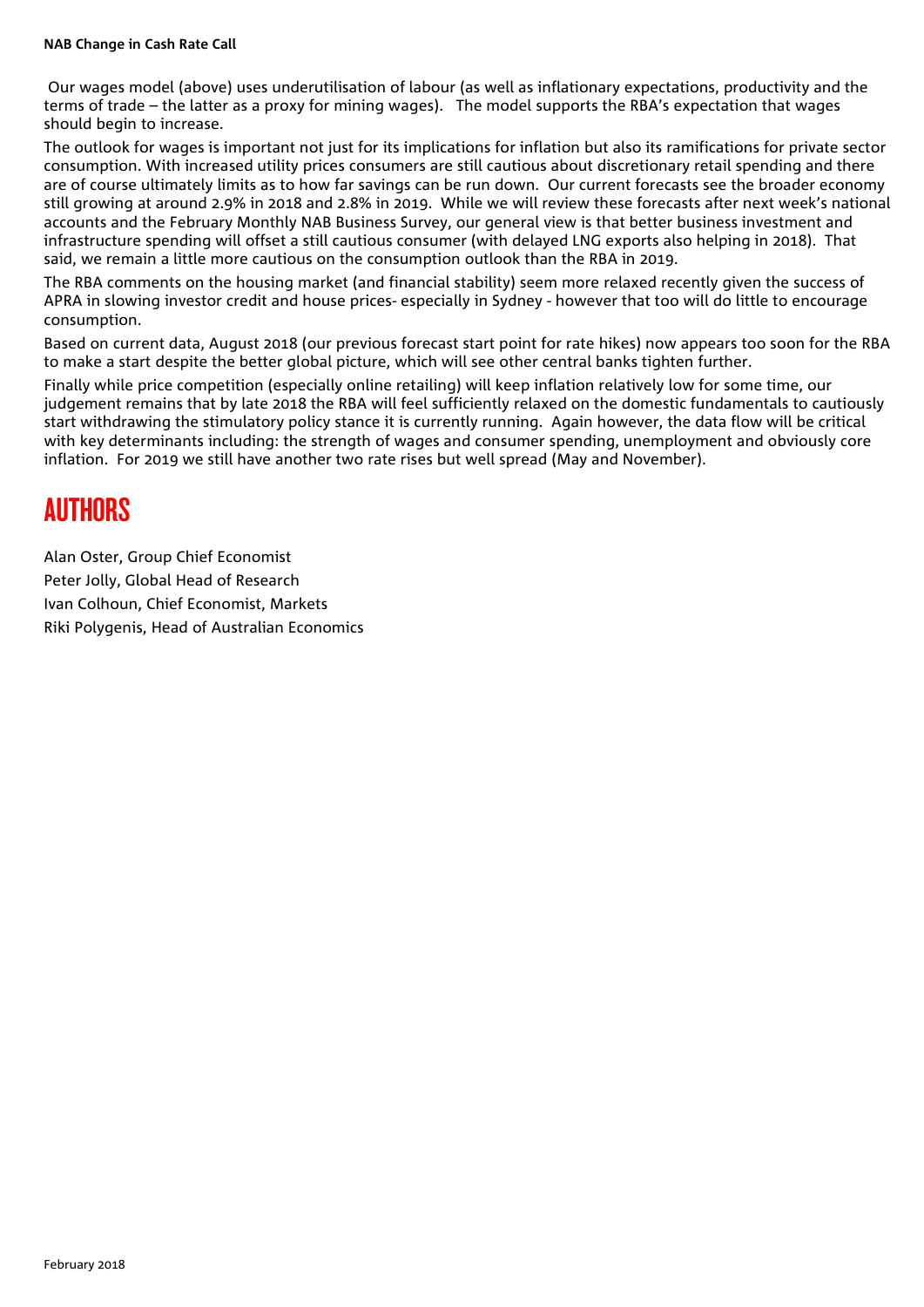Our wages model (above) uses underutilisation of labour (as well as inflationary expectations, productivity and the terms of trade – the latter as a proxy for mining wages). The model supports the RBA's expectation that wages should begin to increase.

The outlook for wages is important not just for its implications for inflation but also its ramifications for private sector consumption. With increased utility prices consumers are still cautious about discretionary retail spending and there are of course ultimately limits as to how far savings can be run down. Our current forecasts see the broader economy still growing at around 2.9% in 2018 and 2.8% in 2019. While we will review these forecasts after next week's national accounts and the February Monthly NAB Business Survey, our general view is that better business investment and infrastructure spending will offset a still cautious consumer (with delayed LNG exports also helping in 2018). That said, we remain a little more cautious on the consumption outlook than the RBA in 2019.

The RBA comments on the housing market (and financial stability) seem more relaxed recently given the success of APRA in slowing investor credit and house prices- especially in Sydney - however that too will do little to encourage consumption.

Based on current data, August 2018 (our previous forecast start point for rate hikes) now appears too soon for the RBA to make a start despite the better global picture, which will see other central banks tighten further.

Finally while price competition (especially online retailing) will keep inflation relatively low for some time, our judgement remains that by late 2018 the RBA will feel sufficiently relaxed on the domestic fundamentals to cautiously start withdrawing the stimulatory policy stance it is currently running. Again however, the data flow will be critical with key determinants including: the strength of wages and consumer spending, unemployment and obviously core inflation. For 2019 we still have another two rate rises but well spread (May and November).

# AUTHORS

Alan Oster, Group Chief Economist

Peter Jolly, Global Head of Research

Ivan Colhoun, Chief Economist, Markets

Riki Polygenis, Head of Australian Economics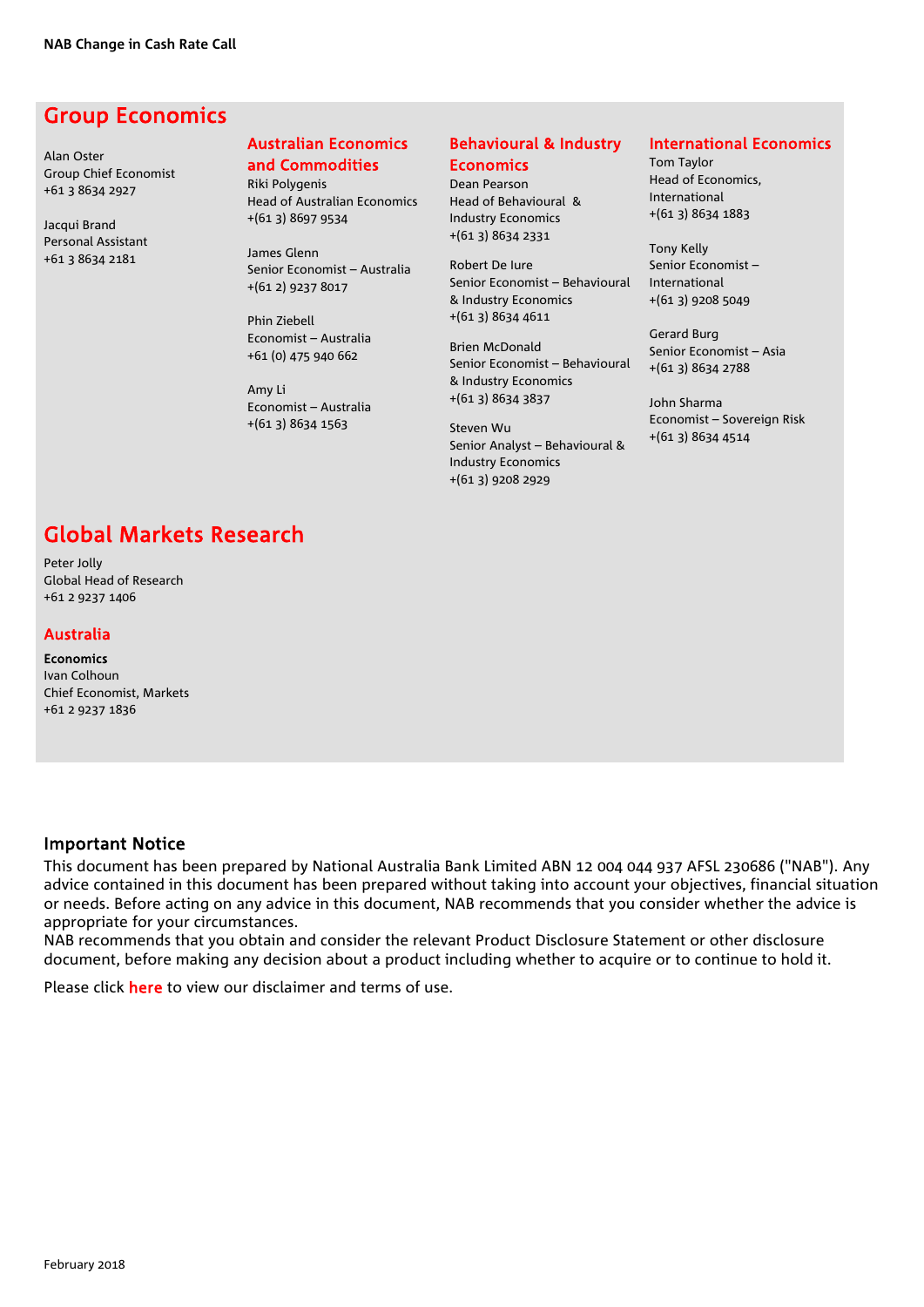## Group Economics

Alan Oster
Group Chief Economist
+61 3 8634 2927

Jacqui Brand
Personal Assistant
+61 3 8634 2181

### Australian Economics and Commodities

Riki Polygenis
Head of Australian Economics
+(61 3) 8697 9534

James Glenn
Senior Economist – Australia
+(61 2) 9237 8017

Phin Ziebell
Economist – Australia
+61 (0) 475 940 662

Amy Li
Economist – Australia
+(61 3) 8634 1563

### Behavioural & Industry Economics

Dean Pearson
Head of Behavioural & Industry Economics
+(61 3) 8634 2331

Robert De Iure
Senior Economist – Behavioural & Industry Economics
+(61 3) 8634 4611

Brien McDonald
Senior Economist – Behavioural & Industry Economics
+(61 3) 8634 3837

Steven Wu
Senior Analyst – Behavioural & Industry Economics
+(61 3) 9208 2929

### International Economics

Tom Taylor
Head of Economics, International
+(61 3) 8634 1883

Tony Kelly
Senior Economist – International
+(61 3) 9208 5049

Gerard Burg
Senior Economist – Asia
+(61 3) 8634 2788

John Sharma
Economist – Sovereign Risk
+(61 3) 8634 4514

## Global Markets Research

Peter Jolly
Global Head of Research
+61 2 9237 1406

### Australia

**Economics**
Ivan Colhoun
Chief Economist, Markets
+61 2 9237 1836

### Important Notice

This document has been prepared by National Australia Bank Limited ABN 12 004 044 937 AFSL 230686 ("NAB"). Any advice contained in this document has been prepared without taking into account your objectives, financial situation or needs. Before acting on any advice in this document, NAB recommends that you consider whether the advice is appropriate for your circumstances.
NAB recommends that you obtain and consider the relevant Product Disclosure Statement or other disclosure document, before making any decision about a product including whether to acquire or to continue to hold it.

Please click **here** to view our disclaimer and terms of use.